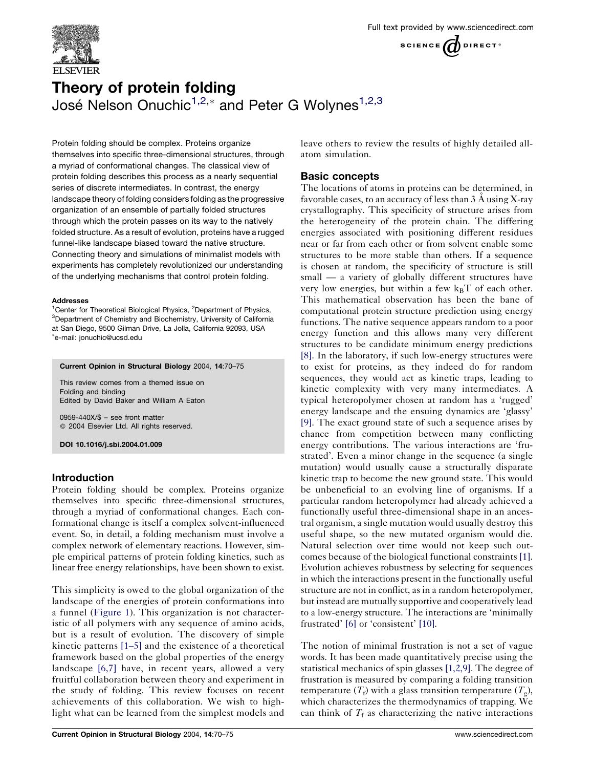# Theory of protein folding

José Nelson Onuchic[1,2,*] and Peter G Wolynes[1,2,3]

Protein folding should be complex. Proteins organize themselves into specific three-dimensional structures, through a myriad of conformational changes. The classical view of protein folding describes this process as a nearly sequential series of discrete intermediates. In contrast, the energy landscape theory of folding considers folding as the progressive organization of an ensemble of partially folded structures through which the protein passes on its way to the natively folded structure. As a result of evolution, proteins have a rugged funnel-like landscape biased toward the native structure. Connecting theory and simulations of minimalist models with experiments has completely revolutionized our understanding of the underlying mechanisms that control protein folding.

#### Addresses

[1]Center for Theoretical Biological Physics, [2]Department of Physics, [3]Department of Chemistry and Biochemistry, University of California at San Diego, 9500 Gilman Drive, La Jolla, California 92093, USA
*e-mail: jonuchic@ucsd.edu

**Current Opinion in Structural Biology 2004, 14:70–75**

This review comes from a themed issue on Folding and binding
Edited by David Baker and William A Eaton

0959-440X/$ – see front matter
© 2004 Elsevier Ltd. All rights reserved.

**DOI 10.1016/j.sbi.2004.01.009**

## Introduction

Protein folding should be complex. Proteins organize themselves into specific three-dimensional structures, through a myriad of conformational changes. Each conformational change is itself a complex solvent-influenced event. So, in detail, a folding mechanism must involve a complex network of elementary reactions. However, simple empirical patterns of protein folding kinetics, such as linear free energy relationships, have been shown to exist.

This simplicity is owed to the global organization of the landscape of the energies of protein conformations into a funnel (Figure 1). This organization is not characteristic of all polymers with any sequence of amino acids, but is a result of evolution. The discovery of simple kinetic patterns [1–5] and the existence of a theoretical framework based on the global properties of the energy landscape [6,7] have, in recent years, allowed a very fruitful collaboration between theory and experiment in the study of folding. This review focuses on recent achievements of this collaboration. We wish to highlight what can be learned from the simplest models and leave others to review the results of highly detailed all-atom simulation.

## Basic concepts

The locations of atoms in proteins can be determined, in favorable cases, to an accuracy of less than 3 Å using X-ray crystallography. This specificity of structure arises from the heterogeneity of the protein chain. The differing energies associated with positioning different residues near or far from each other or from solvent enable some structures to be more stable than others. If a sequence is chosen at random, the specificity of structure is still small — a variety of globally different structures have very low energies, but within a few $k_BT$ of each other. This mathematical observation has been the bane of computational protein structure prediction using energy functions. The native sequence appears random to a poor energy function and this allows many very different structures to be candidate minimum energy predictions [8]. In the laboratory, if such low-energy structures were to exist for proteins, as they indeed do for random sequences, they would act as kinetic traps, leading to kinetic complexity with very many intermediates. A typical heteropolymer chosen at random has a 'rugged' energy landscape and the ensuing dynamics are 'glassy' [9]. The exact ground state of such a sequence arises by chance from competition between many conflicting energy contributions. The various interactions are 'frustrated'. Even a minor change in the sequence (a single mutation) would usually cause a structurally disparate kinetic trap to become the new ground state. This would be unbeneficial to an evolving line of organisms. If a particular random heteropolymer had already achieved a functionally useful three-dimensional shape in an ancestral organism, a single mutation would usually destroy this useful shape, so the new mutated organism would die. Natural selection over time would not keep such outcomes because of the biological functional constraints [1]. Evolution achieves robustness by selecting for sequences in which the interactions present in the functionally useful structure are not in conflict, as in a random heteropolymer, but instead are mutually supportive and cooperatively lead to a low-energy structure. The interactions are 'minimally frustrated' [6] or 'consistent' [10].

The notion of minimal frustration is not a set of vague words. It has been made quantitatively precise using the statistical mechanics of spin glasses [1,2,9]. The degree of frustration is measured by comparing a folding transition temperature ($T_f$) with a glass transition temperature ($T_g$), which characterizes the thermodynamics of trapping. We can think of $T_f$ as characterizing the native interactions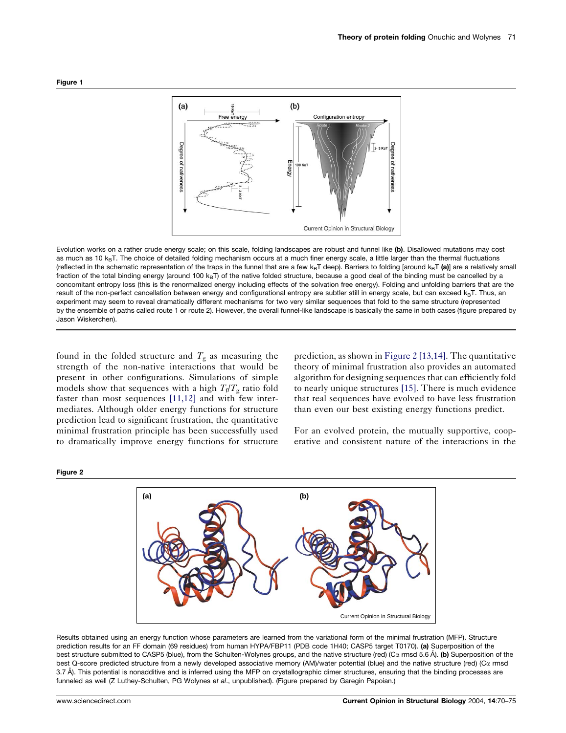**Figure 1**

Evolution works on a rather crude energy scale; on this scale, folding landscapes are robust and funnel like **(b)**. Disallowed mutations may cost as much as 10 $k_BT$. The choice of detailed folding mechanism occurs at a much finer energy scale, a little larger than the thermal fluctuations (reflected in the schematic representation of the traps in the funnel that are a few $k_BT$ deep). Barriers to folding [around $k_BT$ **(a)**] are a relatively small fraction of the total binding energy (around 100 $k_BT$) of the native folded structure, because a good deal of the binding must be cancelled by a concomitant entropy loss (this is the renormalized energy including effects of the solvation free energy). Folding and unfolding barriers that are the result of the non-perfect cancellation between energy and configurational entropy are subtler still in energy scale, but can exceed $k_BT$. Thus, an experiment may seem to reveal dramatically different mechanisms for two very similar sequences that fold to the same structure (represented by the ensemble of paths called route 1 or route 2). However, the overall funnel-like landscape is basically the same in both cases (figure prepared by Jason Wiskerchen).

found in the folded structure and $T_g$ as measuring the strength of the non-native interactions that would be present in other configurations. Simulations of simple models show that sequences with a high $T_f/T_g$ ratio fold faster than most sequences [11,12] and with few intermediates. Although older energy functions for structure prediction lead to significant frustration, the quantitative minimal frustration principle has been successfully used to dramatically improve energy functions for structure prediction, as shown in Figure 2 [13,14]. The quantitative theory of minimal frustration also provides an automated algorithm for designing sequences that can efficiently fold to nearly unique structures [15]. There is much evidence that real sequences have evolved to have less frustration than even our best existing energy functions predict.

For an evolved protein, the mutually supportive, cooperative and consistent nature of the interactions in the

**Figure 2**

Results obtained using an energy function whose parameters are learned from the variational form of the minimal frustration (MFP). Structure prediction results for an FF domain (69 residues) from human HYPA/FBP11 (PDB code 1H40; CASP5 target T0170). **(a)** Superposition of the best structure submitted to CASP5 (blue), from the Schulten-Wolynes groups, and the native structure (red) (C$\alpha$ rmsd 5.6 Å). **(b)** Superposition of the best Q-score predicted structure from a newly developed associative memory (AM)/water potential (blue) and the native structure (red) (C$\alpha$ rmsd 3.7 Å). This potential is nonadditive and is inferred using the MFP on crystallographic dimer structures, ensuring that the binding processes are funneled as well (Z Luthey-Schulten, PG Wolynes *et al*., unpublished). (Figure prepared by Garegin Papoian.)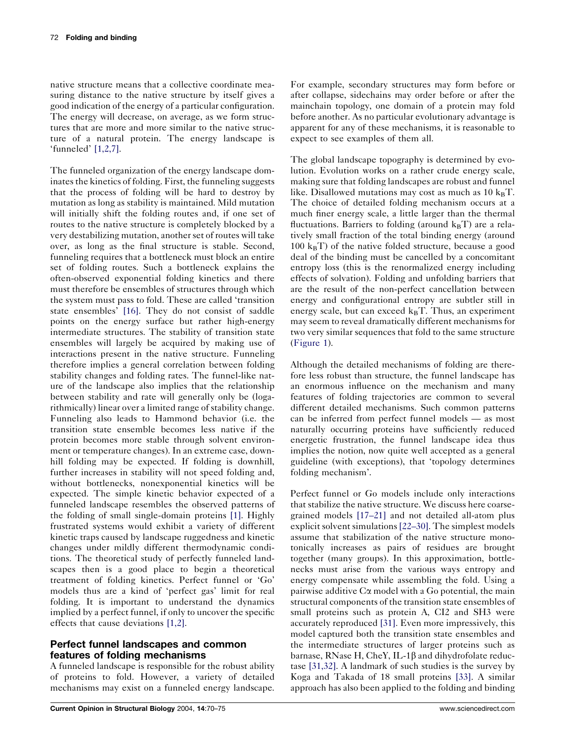native structure means that a collective coordinate measuring distance to the native structure by itself gives a good indication of the energy of a particular configuration. The energy will decrease, on average, as we form structures that are more and more similar to the native structure of a natural protein. The energy landscape is 'funneled' [1,2,7].

The funneled organization of the energy landscape dominates the kinetics of folding. First, the funneling suggests that the process of folding will be hard to destroy by mutation as long as stability is maintained. Mild mutation will initially shift the folding routes and, if one set of routes to the native structure is completely blocked by a very destabilizing mutation, another set of routes will take over, as long as the final structure is stable. Second, funneling requires that a bottleneck must block an entire set of folding routes. Such a bottleneck explains the often-observed exponential folding kinetics and there must therefore be ensembles of structures through which the system must pass to fold. These are called 'transition state ensembles' [16]. They do not consist of saddle points on the energy surface but rather high-energy intermediate structures. The stability of transition state ensembles will largely be acquired by making use of interactions present in the native structure. Funneling therefore implies a general correlation between folding stability changes and folding rates. The funnel-like nature of the landscape also implies that the relationship between stability and rate will generally only be (logarithmically) linear over a limited range of stability change. Funneling also leads to Hammond behavior (i.e. the transition state ensemble becomes less native if the protein becomes more stable through solvent environment or temperature changes). In an extreme case, downhill folding may be expected. If folding is downhill, further increases in stability will not speed folding and, without bottlenecks, nonexponential kinetics will be expected. The simple kinetic behavior expected of a funneled landscape resembles the observed patterns of the folding of small single-domain proteins [1]. Highly frustrated systems would exhibit a variety of different kinetic traps caused by landscape ruggedness and kinetic changes under mildly different thermodynamic conditions. The theoretical study of perfectly funneled landscapes then is a good place to begin a theoretical treatment of folding kinetics. Perfect funnel or 'Go' models thus are a kind of 'perfect gas' limit for real folding. It is important to understand the dynamics implied by a perfect funnel, if only to uncover the specific effects that cause deviations [1,2].

## Perfect funnel landscapes and common features of folding mechanisms

A funneled landscape is responsible for the robust ability of proteins to fold. However, a variety of detailed mechanisms may exist on a funneled energy landscape. For example, secondary structures may form before or after collapse, sidechains may order before or after the mainchain topology, one domain of a protein may fold before another. As no particular evolutionary advantage is apparent for any of these mechanisms, it is reasonable to expect to see examples of them all.

The global landscape topography is determined by evolution. Evolution works on a rather crude energy scale, making sure that folding landscapes are robust and funnel like. Disallowed mutations may cost as much as 10 $k_BT$. The choice of detailed folding mechanism occurs at a much finer energy scale, a little larger than the thermal fluctuations. Barriers to folding (around $k_BT$) are a relatively small fraction of the total binding energy (around 100 $k_BT$) of the native folded structure, because a good deal of the binding must be cancelled by a concomitant entropy loss (this is the renormalized energy including effects of solvation). Folding and unfolding barriers that are the result of the non-perfect cancellation between energy and configurational entropy are subtler still in energy scale, but can exceed $k_BT$. Thus, an experiment may seem to reveal dramatically different mechanisms for two very similar sequences that fold to the same structure (Figure 1).

Although the detailed mechanisms of folding are therefore less robust than structure, the funnel landscape has an enormous influence on the mechanism and many features of folding trajectories are common to several different detailed mechanisms. Such common patterns can be inferred from perfect funnel models — as most naturally occurring proteins have sufficiently reduced energetic frustration, the funnel landscape idea thus implies the notion, now quite well accepted as a general guideline (with exceptions), that 'topology determines folding mechanism'.

Perfect funnel or Go models include only interactions that stabilize the native structure. We discuss here coarse-grained models [17–21] and not detailed all-atom plus explicit solvent simulations [22–30]. The simplest models assume that stabilization of the native structure monotonically increases as pairs of residues are brought together (many groups). In this approximation, bottlenecks must arise from the various ways entropy and energy compensate while assembling the fold. Using a pairwise additive Cα model with a Go potential, the main structural components of the transition state ensembles of small proteins such as protein A, CI2 and SH3 were accurately reproduced [31]. Even more impressively, this model captured both the transition state ensembles and the intermediate structures of larger proteins such as barnase, RNase H, CheY, IL-1β and dihydrofolate reductase [31,32]. A landmark of such studies is the survey by Koga and Takada of 18 small proteins [33]. A similar approach has also been applied to the folding and binding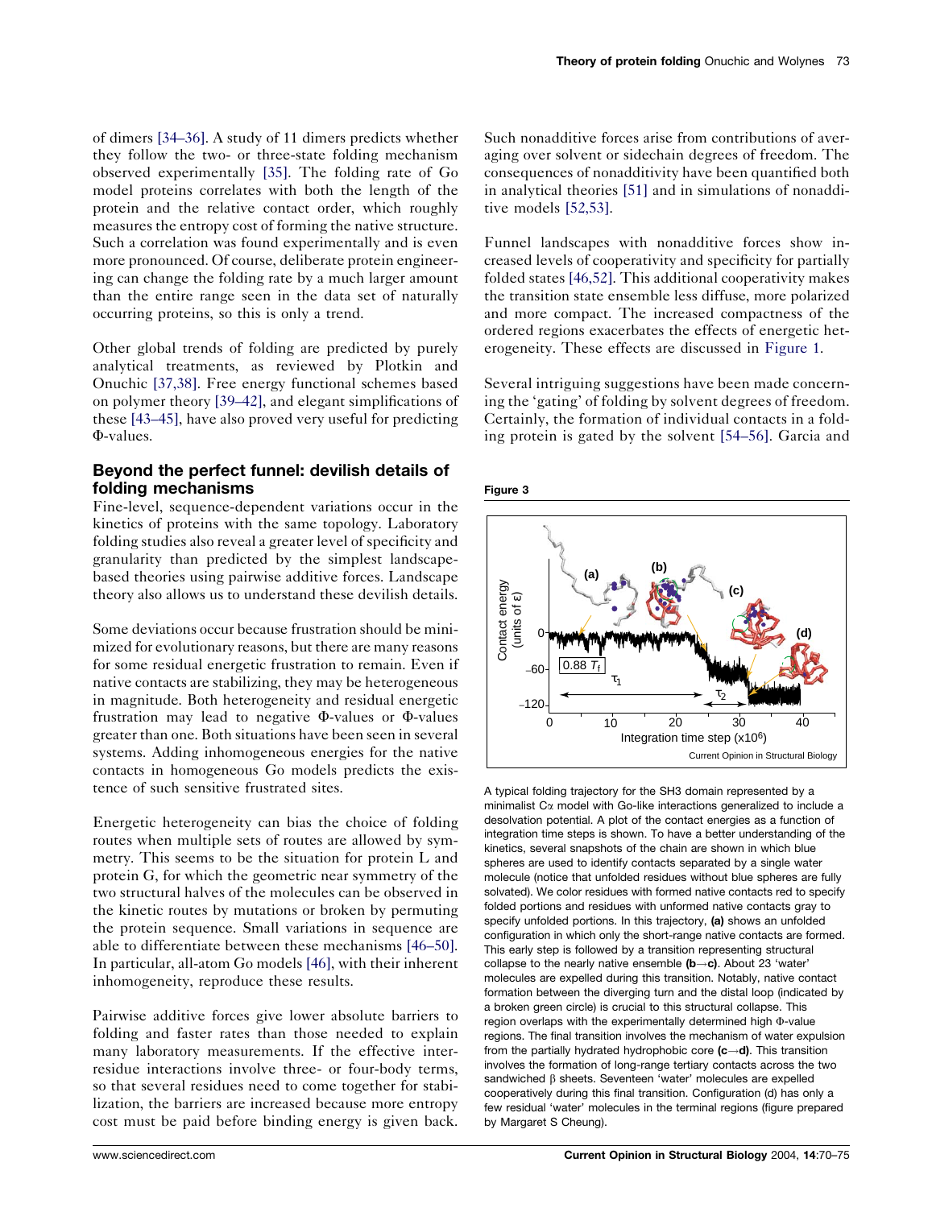of dimers [34–36]. A study of 11 dimers predicts whether they follow the two- or three-state folding mechanism observed experimentally [35]. The folding rate of Go model proteins correlates with both the length of the protein and the relative contact order, which roughly measures the entropy cost of forming the native structure. Such a correlation was found experimentally and is even more pronounced. Of course, deliberate protein engineering can change the folding rate by a much larger amount than the entire range seen in the data set of naturally occurring proteins, so this is only a trend.

Other global trends of folding are predicted by purely analytical treatments, as reviewed by Plotkin and Onuchic [37,38]. Free energy functional schemes based on polymer theory [39–42], and elegant simplifications of these [43–45], have also proved very useful for predicting Φ-values.

## Beyond the perfect funnel: devilish details of folding mechanisms

Fine-level, sequence-dependent variations occur in the kinetics of proteins with the same topology. Laboratory folding studies also reveal a greater level of specificity and granularity than predicted by the simplest landscape-based theories using pairwise additive forces. Landscape theory also allows us to understand these devilish details.

Some deviations occur because frustration should be minimized for evolutionary reasons, but there are many reasons for some residual energetic frustration to remain. Even if native contacts are stabilizing, they may be heterogeneous in magnitude. Both heterogeneity and residual energetic frustration may lead to negative Φ-values or Φ-values greater than one. Both situations have been seen in several systems. Adding inhomogeneous energies for the native contacts in homogeneous Go models predicts the existence of such sensitive frustrated sites.

Energetic heterogeneity can bias the choice of folding routes when multiple sets of routes are allowed by symmetry. This seems to be the situation for protein L and protein G, for which the geometric near symmetry of the two structural halves of the molecules can be observed in the kinetic routes by mutations or broken by permuting the protein sequence. Small variations in sequence are able to differentiate between these mechanisms [46–50]. In particular, all-atom Go models [46], with their inherent inhomogeneity, reproduce these results.

Pairwise additive forces give lower absolute barriers to folding and faster rates than those needed to explain many laboratory measurements. If the effective inter-residue interactions involve three- or four-body terms, so that several residues need to come together for stabilization, the barriers are increased because more entropy cost must be paid before binding energy is given back. Such nonadditive forces arise from contributions of averaging over solvent or sidechain degrees of freedom. The consequences of nonadditivity have been quantified both in analytical theories [51] and in simulations of nonadditive models [52,53].

Funnel landscapes with nonadditive forces show increased levels of cooperativity and specificity for partially folded states [46,52]. This additional cooperativity makes the transition state ensemble less diffuse, more polarized and more compact. The increased compactness of the ordered regions exacerbates the effects of energetic heterogeneity. These effects are discussed in Figure 1.

Several intriguing suggestions have been made concerning the 'gating' of folding by solvent degrees of freedom. Certainly, the formation of individual contacts in a folding protein is gated by the solvent [54–56]. Garcia and

**Figure 3**

A typical folding trajectory for the SH3 domain represented by a minimalist Cα model with Go-like interactions generalized to include a desolvation potential. A plot of the contact energies as a function of integration time steps is shown. To have a better understanding of the kinetics, several snapshots of the chain are shown in which blue spheres are used to identify contacts separated by a single water molecule (notice that unfolded residues without blue spheres are fully solvated). We color residues with formed native contacts red to specify folded portions and residues with unformed native contacts gray to specify unfolded portions. In this trajectory, **(a)** shows an unfolded configuration in which only the short-range native contacts are formed. This early step is followed by a transition representing structural collapse to the nearly native ensemble **(b→c)**. About 23 'water' molecules are expelled during this transition. Notably, native contact formation between the diverging turn and the distal loop (indicated by a broken green circle) is crucial to this structural collapse. This region overlaps with the experimentally determined high Φ-value regions. The final transition involves the mechanism of water expulsion from the partially hydrated hydrophobic core **(c→d)**. This transition involves the formation of long-range tertiary contacts across the two sandwiched β sheets. Seventeen 'water' molecules are expelled cooperatively during this final transition. Configuration (d) has only a few residual 'water' molecules in the terminal regions (figure prepared by Margaret S Cheung).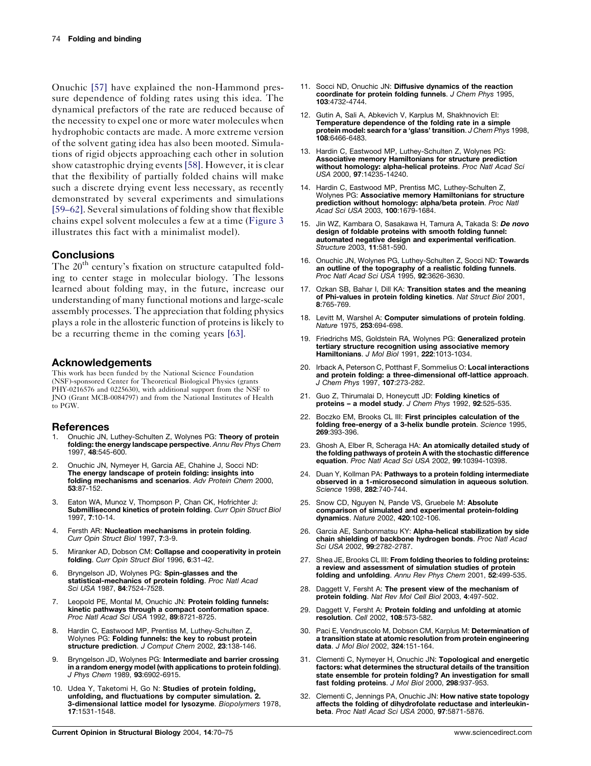Onuchic [57] have explained the non-Hammond pressure dependence of folding rates using this idea. The dynamical prefactors of the rate are reduced because of the necessity to expel one or more water molecules when hydrophobic contacts are made. A more extreme version of the solvent gating idea has also been mooted. Simulations of rigid objects approaching each other in solution show catastrophic drying events [58]. However, it is clear that the flexibility of partially folded chains will make such a discrete drying event less necessary, as recently demonstrated by several experiments and simulations [59–62]. Several simulations of folding show that flexible chains expel solvent molecules a few at a time (Figure 3 illustrates this fact with a minimalist model).

## Conclusions

The 20th century's fixation on structure catapulted folding to center stage in molecular biology. The lessons learned about folding may, in the future, increase our understanding of many functional motions and large-scale assembly processes. The appreciation that folding physics plays a role in the allosteric function of proteins is likely to be a recurring theme in the coming years [63].

## Acknowledgements

This work has been funded by the National Science Foundation (NSF)-sponsored Center for Theoretical Biological Physics (grants PHY-0216576 and 0225630), with additional support from the NSF to JNO (Grant MCB-0084797) and from the National Institutes of Health to PGW.

## References

1. Onuchic JN, Luthey-Schulten Z, Wolynes PG: **Theory of protein folding: the energy landscape perspective**. *Annu Rev Phys Chem* 1997, **48**:545-600.
2. Onuchic JN, Nymeyer H, Garcia AE, Chahine J, Socci ND: **The energy landscape of protein folding: insights into folding mechanisms and scenarios**. *Adv Protein Chem* 2000, **53**:87-152.
3. Eaton WA, Munoz V, Thompson P, Chan CK, Hofrichter J: **Submillisecond kinetics of protein folding**. *Curr Opin Struct Biol* 1997, **7**:10-14.
4. Fersth AR: **Nucleation mechanisms in protein folding**. *Curr Opin Struct Biol* 1997, **7**:3-9.
5. Miranker AD, Dobson CM: **Collapse and cooperativity in protein folding**. *Curr Opin Struct Biol* 1996, **6**:31-42.
6. Bryngelson JD, Wolynes PG: **Spin-glasses and the statistical-mechanics of protein folding**. *Proc Natl Acad Sci USA* 1987, **84**:7524-7528.
7. Leopold PE, Montal M, Onuchic JN: **Protein folding funnels: kinetic pathways through a compact conformation space**. *Proc Natl Acad Sci USA* 1992, **89**:8721-8725.
8. Hardin C, Eastwood MP, Prentiss M, Luthey-Schulten Z, Wolynes PG: **Folding funnels: the key to robust protein structure prediction**. *J Comput Chem* 2002, **23**:138-146.
9. Bryngelson JD, Wolynes PG: **Intermediate and barrier crossing in a random energy model (with applications to protein folding)**. *J Phys Chem* 1989, **93**:6902-6915.
10. Udea Y, Taketomi H, Go N: **Studies of protein folding, unfolding, and fluctuations by computer simulation. 2. 3-dimensional lattice model for lysozyme**. *Biopolymers* 1978, **17**:1531-1548.
11. Socci ND, Onuchic JN: **Diffusive dynamics of the reaction coordinate for protein folding funnels**. *J Chem Phys* 1995, **103**:4732-4744.
12. Gutin A, Sali A, Abkevich V, Karplus M, Shakhnovich EI: **Temperature dependence of the folding rate in a simple protein model: search for a 'glass' transition**. *J Chem Phys* 1998, **108**:6466-6483.
13. Hardin C, Eastwood MP, Luthey-Schulten Z, Wolynes PG: **Associative memory Hamiltonians for structure prediction without homology: alpha-helical proteins**. *Proc Natl Acad Sci USA* 2000, **97**:14235-14240.
14. Hardin C, Eastwood MP, Prentiss MC, Luthey-Schulten Z, Wolynes PG: **Associative memory Hamiltonians for structure prediction without homology: alpha/beta protein**. *Proc Natl Acad Sci USA* 2003, **100**:1679-1684.
15. Jin WZ, Kambara O, Sasakawa H, Tamura A, Takada S: ***De novo* design of foldable proteins with smooth folding funnel: automated negative design and experimental verification**. *Structure* 2003, **11**:581-590.
16. Onuchic JN, Wolynes PG, Luthey-Schulten Z, Socci ND: **Towards an outline of the topography of a realistic folding funnels**. *Proc Natl Acad Sci USA* 1995, **92**:3626-3630.
17. Ozkan SB, Bahar I, Dill KA: **Transition states and the meaning of Phi-values in protein folding kinetics**. *Nat Struct Biol* 2001, **8**:765-769.
18. Levitt M, Warshel A: **Computer simulations of protein folding**. *Nature* 1975, **253**:694-698.
19. Friedrichs MS, Goldstein RA, Wolynes PG: **Generalized protein tertiary structure recognition using associative memory Hamiltonians**. *J Mol Biol* 1991, **222**:1013-1034.
20. Irback A, Peterson C, Potthast F, Sommelius O: **Local interactions and protein folding: a three-dimensional off-lattice approach**. *J Chem Phys* 1997, **107**:273-282.
21. Guo Z, Thirumalai D, Honeycutt JD: **Folding kinetics of proteins – a model study**. *J Chem Phys* 1992, **92**:525-535.
22. Boczko EM, Brooks CL III: **First principles calculation of the folding free-energy of a 3-helix bundle protein**. *Science* 1995, **269**:393-396.
23. Ghosh A, Elber R, Scheraga HA: **An atomically detailed study of the folding pathways of protein A with the stochastic difference equation**. *Proc Natl Acad Sci USA* 2002, **99**:10394-10398.
24. Duan Y, Kollman PA: **Pathways to a protein folding intermediate observed in a 1-microsecond simulation in aqueous solution**. *Science* 1998, **282**:740-744.
25. Snow CD, Nguyen N, Pande VS, Gruebele M: **Absolute comparison of simulated and experimental protein-folding dynamics**. *Nature* 2002, **420**:102-106.
26. Garcia AE, Sanbonmatsu KY: **Alpha-helical stabilization by side chain shielding of backbone hydrogen bonds**. *Proc Natl Acad Sci USA* 2002, **99**:2782-2787.
27. Shea JE, Brooks CL III: **From folding theories to folding proteins: a review and assessment of simulation studies of protein folding and unfolding**. *Annu Rev Phys Chem* 2001, **52**:499-535.
28. Daggett V, Fersht A: **The present view of the mechanism of protein folding**. *Nat Rev Mol Cell Biol* 2003, **4**:497-502.
29. Daggett V, Fersht A: **Protein folding and unfolding at atomic resolution**. *Cell* 2002, **108**:573-582.
30. Paci E, Vendruscolo M, Dobson CM, Karplus M: **Determination of a transition state at atomic resolution from protein engineering data**. *J Mol Biol* 2002, **324**:151-164.
31. Clementi C, Nymeyer H, Onuchic JN: **Topological and energetic factors: what determines the structural details of the transition state ensemble for protein folding? An investigation for small fast folding proteins**. *J Mol Biol* 2000, **298**:937-953.
32. Clementi C, Jennings PA, Onuchic JN: **How native state topology affects the folding of dihydrofolate reductase and interleukin-beta**. *Proc Natl Acad Sci USA* 2000, **97**:5871-5876.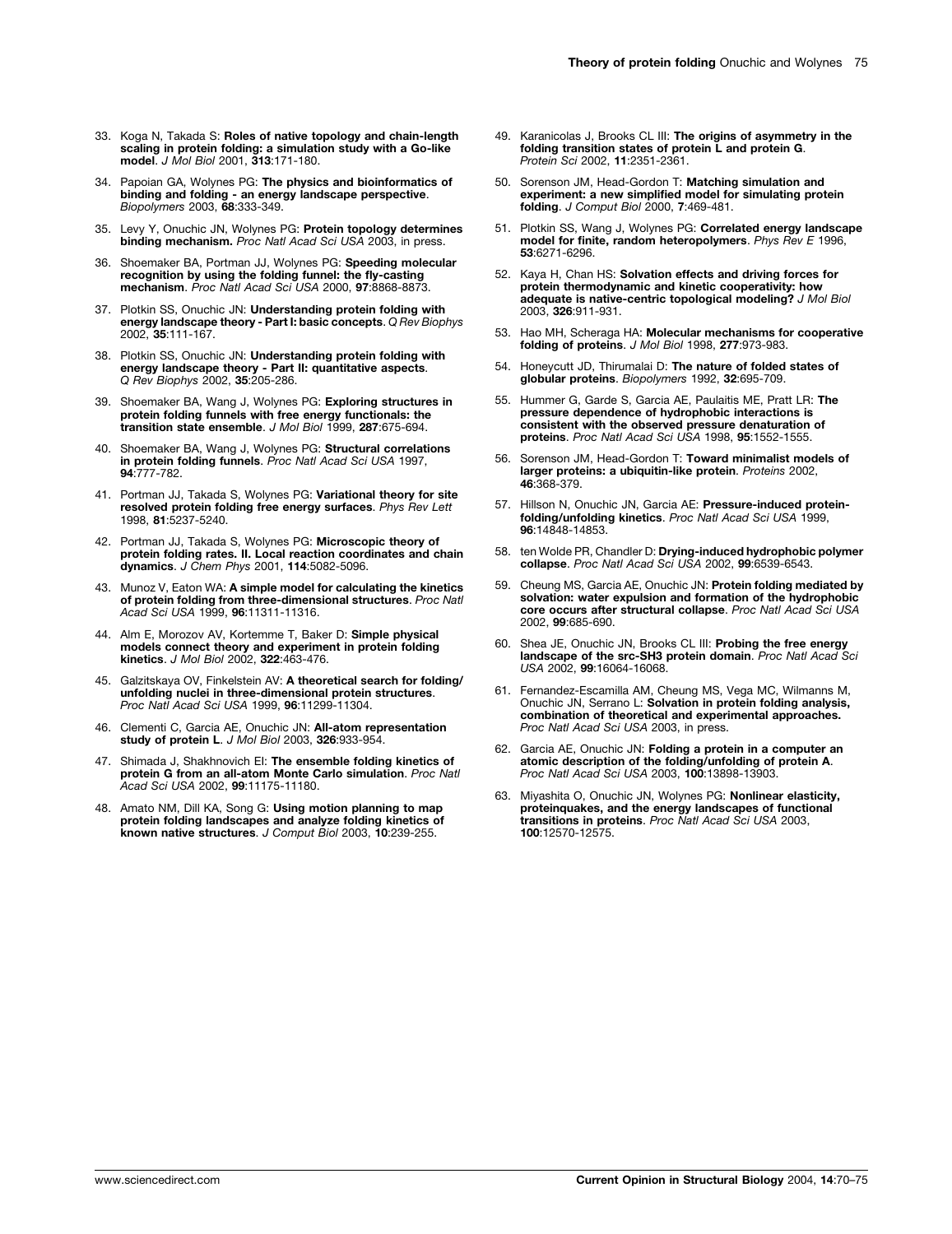33. Koga N, Takada S: **Roles of native topology and chain-length scaling in protein folding: a simulation study with a Go-like model**. *J Mol Biol* 2001, **313**:171-180.

34. Papoian GA, Wolynes PG: **The physics and bioinformatics of binding and folding - an energy landscape perspective**. *Biopolymers* 2003, **68**:333-349.

35. Levy Y, Onuchic JN, Wolynes PG: **Protein topology determines binding mechanism.** *Proc Natl Acad Sci USA* 2003, in press.

36. Shoemaker BA, Portman JJ, Wolynes PG: **Speeding molecular recognition by using the folding funnel: the fly-casting mechanism**. *Proc Natl Acad Sci USA* 2000, **97**:8868-8873.

37. Plotkin SS, Onuchic JN: **Understanding protein folding with energy landscape theory - Part I: basic concepts**. *Q Rev Biophys* 2002, **35**:111-167.

38. Plotkin SS, Onuchic JN: **Understanding protein folding with energy landscape theory - Part II: quantitative aspects**. *Q Rev Biophys* 2002, **35**:205-286.

39. Shoemaker BA, Wang J, Wolynes PG: **Exploring structures in protein folding funnels with free energy functionals: the transition state ensemble**. *J Mol Biol* 1999, **287**:675-694.

40. Shoemaker BA, Wang J, Wolynes PG: **Structural correlations in protein folding funnels**. *Proc Natl Acad Sci USA* 1997, **94**:777-782.

41. Portman JJ, Takada S, Wolynes PG: **Variational theory for site resolved protein folding free energy surfaces**. *Phys Rev Lett* 1998, **81**:5237-5240.

42. Portman JJ, Takada S, Wolynes PG: **Microscopic theory of protein folding rates. II. Local reaction coordinates and chain dynamics**. *J Chem Phys* 2001, **114**:5082-5096.

43. Munoz V, Eaton WA: **A simple model for calculating the kinetics of protein folding from three-dimensional structures**. *Proc Natl Acad Sci USA* 1999, **96**:11311-11316.

44. Alm E, Morozov AV, Kortemme T, Baker D: **Simple physical models connect theory and experiment in protein folding kinetics**. *J Mol Biol* 2002, **322**:463-476.

45. Galzitskaya OV, Finkelstein AV: **A theoretical search for folding/unfolding nuclei in three-dimensional protein structures**. *Proc Natl Acad Sci USA* 1999, **96**:11299-11304.

46. Clementi C, Garcia AE, Onuchic JN: **All-atom representation study of protein L**. *J Mol Biol* 2003, **326**:933-954.

47. Shimada J, Shakhnovich EI: **The ensemble folding kinetics of protein G from an all-atom Monte Carlo simulation**. *Proc Natl Acad Sci USA* 2002, **99**:11175-11180.

48. Amato NM, Dill KA, Song G: **Using motion planning to map protein folding landscapes and analyze folding kinetics of known native structures**. *J Comput Biol* 2003, **10**:239-255.

49. Karanicolas J, Brooks CL III: **The origins of asymmetry in the folding transition states of protein L and protein G**. *Protein Sci* 2002, **11**:2351-2361.

50. Sorenson JM, Head-Gordon T: **Matching simulation and experiment: a new simplified model for simulating protein folding**. *J Comput Biol* 2000, **7**:469-481.

51. Plotkin SS, Wang J, Wolynes PG: **Correlated energy landscape model for finite, random heteropolymers**. *Phys Rev E* 1996, **53**:6271-6296.

52. Kaya H, Chan HS: **Solvation effects and driving forces for protein thermodynamic and kinetic cooperativity: how adequate is native-centric topological modeling?** *J Mol Biol* 2003, **326**:911-931.

53. Hao MH, Scheraga HA: **Molecular mechanisms for cooperative folding of proteins**. *J Mol Biol* 1998, **277**:973-983.

54. Honeycutt JD, Thirumalai D: **The nature of folded states of globular proteins**. *Biopolymers* 1992, **32**:695-709.

55. Hummer G, Garde S, Garcia AE, Paulaitis ME, Pratt LR: **The pressure dependence of hydrophobic interactions is consistent with the observed pressure denaturation of proteins**. *Proc Natl Acad Sci USA* 1998, **95**:1552-1555.

56. Sorenson JM, Head-Gordon T: **Toward minimalist models of larger proteins: a ubiquitin-like protein**. *Proteins* 2002, **46**:368-379.

57. Hillson N, Onuchic JN, Garcia AE: **Pressure-induced protein-folding/unfolding kinetics**. *Proc Natl Acad Sci USA* 1999, **96**:14848-14853.

58. ten Wolde PR, Chandler D: **Drying-induced hydrophobic polymer collapse**. *Proc Natl Acad Sci USA* 2002, **99**:6539-6543.

59. Cheung MS, Garcia AE, Onuchic JN: **Protein folding mediated by solvation: water expulsion and formation of the hydrophobic core occurs after structural collapse**. *Proc Natl Acad Sci USA* 2002, **99**:685-690.

60. Shea JE, Onuchic JN, Brooks CL III: **Probing the free energy landscape of the src-SH3 protein domain**. *Proc Natl Acad Sci USA* 2002, **99**:16064-16068.

61. Fernandez-Escamilla AM, Cheung MS, Vega MC, Wilmanns M, Onuchic JN, Serrano L: **Solvation in protein folding analysis, combination of theoretical and experimental approaches.** *Proc Natl Acad Sci USA* 2003, in press.

62. Garcia AE, Onuchic JN: **Folding a protein in a computer an atomic description of the folding/unfolding of protein A**. *Proc Natl Acad Sci USA* 2003, **100**:13898-13903.

63. Miyashita O, Onuchic JN, Wolynes PG: **Nonlinear elasticity, proteinquakes, and the energy landscapes of functional transitions in proteins**. *Proc Natl Acad Sci USA* 2003, **100**:12570-12575.